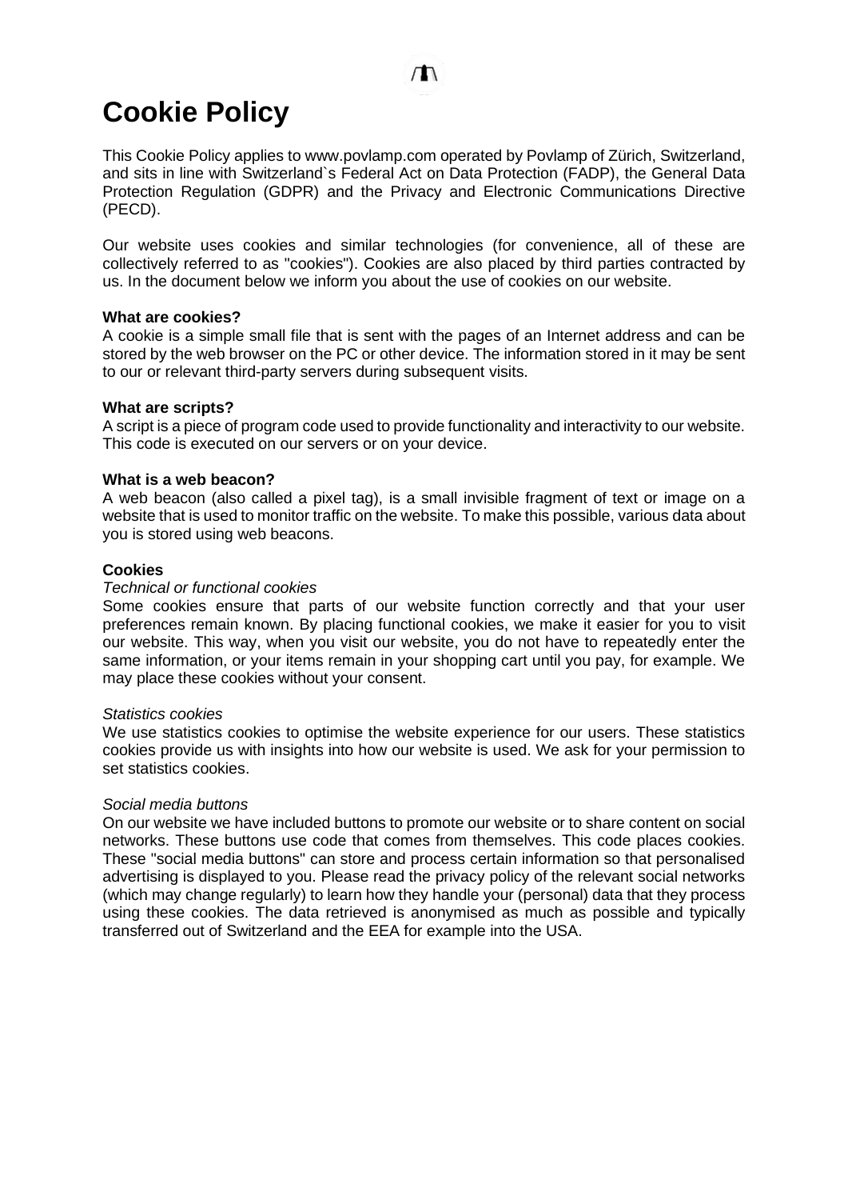# Cookie Policy

This Cookie Policy applies to www.povlamp.com operated by Povlamp of Zürich, Switzerland, and sits in line with Switzerland`s Federal Act on Data Protection (FADP), the General Data Protection Regulation (GDPR) and the Privacy and Electronic Communications Directive (PECD).

Our website uses cookies and similar technologies (for convenience, all of these are collectively referred to as "cookies"). Cookies are also placed by third parties contracted by us. In the document below we inform you about the use of cookies on our website.

**What are cookies?**
A cookie is a simple small file that is sent with the pages of an Internet address and can be stored by the web browser on the PC or other device. The information stored in it may be sent to our or relevant third-party servers during subsequent visits.

**What are scripts?**
A script is a piece of program code used to provide functionality and interactivity to our website. This code is executed on our servers or on your device.

**What is a web beacon?**
A web beacon (also called a pixel tag), is a small invisible fragment of text or image on a website that is used to monitor traffic on the website. To make this possible, various data about you is stored using web beacons.

**Cookies**

*Technical or functional cookies*
Some cookies ensure that parts of our website function correctly and that your user preferences remain known. By placing functional cookies, we make it easier for you to visit our website. This way, when you visit our website, you do not have to repeatedly enter the same information, or your items remain in your shopping cart until you pay, for example. We may place these cookies without your consent.

*Statistics cookies*
We use statistics cookies to optimise the website experience for our users. These statistics cookies provide us with insights into how our website is used. We ask for your permission to set statistics cookies.

*Social media buttons*
On our website we have included buttons to promote our website or to share content on social networks. These buttons use code that comes from themselves. This code places cookies. These "social media buttons" can store and process certain information so that personalised advertising is displayed to you. Please read the privacy policy of the relevant social networks (which may change regularly) to learn how they handle your (personal) data that they process using these cookies. The data retrieved is anonymised as much as possible and typically transferred out of Switzerland and the EEA for example into the USA.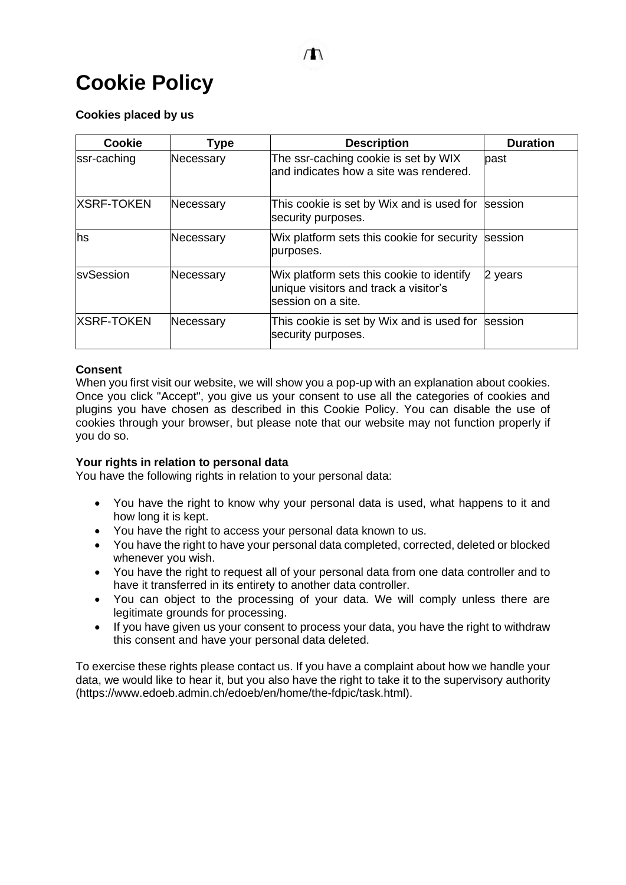# Cookie Policy

**Cookies placed by us**

| Cookie | Type | Description | Duration |
|---|---|---|---|
| ssr-caching | Necessary | The ssr-caching cookie is set by WIX and indicates how a site was rendered. | past |
| XSRF-TOKEN | Necessary | This cookie is set by Wix and is used for security purposes. | session |
| hs | Necessary | Wix platform sets this cookie for security purposes. | session |
| svSession | Necessary | Wix platform sets this cookie to identify unique visitors and track a visitor's session on a site. | 2 years |
| XSRF-TOKEN | Necessary | This cookie is set by Wix and is used for security purposes. | session |

**Consent**

When you first visit our website, we will show you a pop-up with an explanation about cookies. Once you click "Accept", you give us your consent to use all the categories of cookies and plugins you have chosen as described in this Cookie Policy. You can disable the use of cookies through your browser, but please note that our website may not function properly if you do so.

**Your rights in relation to personal data**

You have the following rights in relation to your personal data:

- You have the right to know why your personal data is used, what happens to it and how long it is kept.
- You have the right to access your personal data known to us.
- You have the right to have your personal data completed, corrected, deleted or blocked whenever you wish.
- You have the right to request all of your personal data from one data controller and to have it transferred in its entirety to another data controller.
- You can object to the processing of your data. We will comply unless there are legitimate grounds for processing.
- If you have given us your consent to process your data, you have the right to withdraw this consent and have your personal data deleted.

To exercise these rights please contact us. If you have a complaint about how we handle your data, we would like to hear it, but you also have the right to take it to the supervisory authority (https://www.edoeb.admin.ch/edoeb/en/home/the-fdpic/task.html).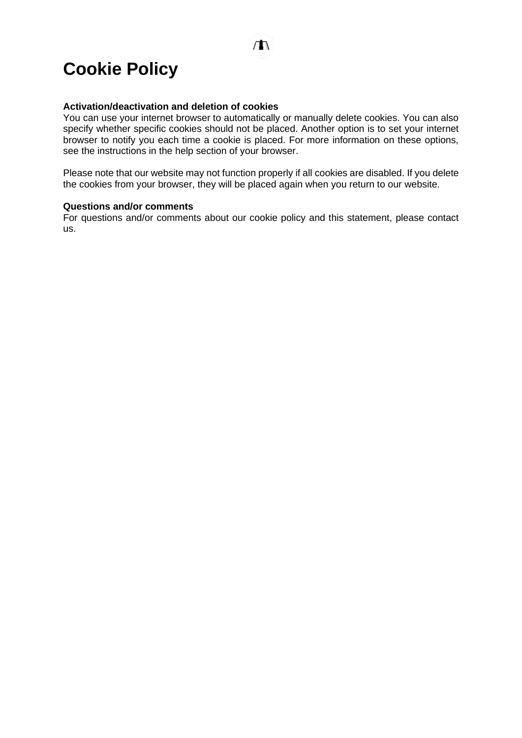# Cookie Policy

**Activation/deactivation and deletion of cookies**
You can use your internet browser to automatically or manually delete cookies. You can also specify whether specific cookies should not be placed. Another option is to set your internet browser to notify you each time a cookie is placed. For more information on these options, see the instructions in the help section of your browser.

Please note that our website may not function properly if all cookies are disabled. If you delete the cookies from your browser, they will be placed again when you return to our website.

**Questions and/or comments**
For questions and/or comments about our cookie policy and this statement, please contact us.